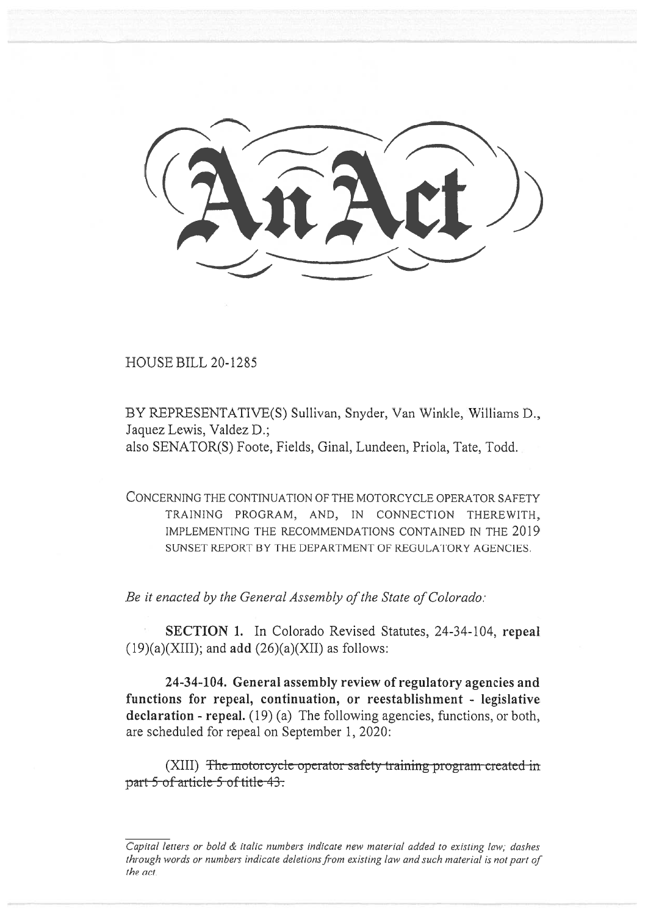# An Act

HOUSE BILL 20-1285

BY REPRESENTATIVE(S) Sullivan, Snyder, Van Winkle, Williams D., Jaquez Lewis, Valdez D.;
also SENATOR(S) Foote, Fields, Ginal, Lundeen, Priola, Tate, Todd.

CONCERNING THE CONTINUATION OF THE MOTORCYCLE OPERATOR SAFETY TRAINING PROGRAM, AND, IN CONNECTION THEREWITH, IMPLEMENTING THE RECOMMENDATIONS CONTAINED IN THE 2019 SUNSET REPORT BY THE DEPARTMENT OF REGULATORY AGENCIES.

*Be it enacted by the General Assembly of the State of Colorado:*

**SECTION 1.** In Colorado Revised Statutes, 24-34-104, **repeal** (19)(a)(XIII); and **add** (26)(a)(XII) as follows:

**24-34-104. General assembly review of regulatory agencies and functions for repeal, continuation, or reestablishment - legislative declaration - repeal.** (19) (a) The following agencies, functions, or both, are scheduled for repeal on September 1, 2020:

(XIII) ~~The motorcycle operator safety training program created in part 5 of article 5 of title 43.~~

*Capital letters or bold & italic numbers indicate new material added to existing law; dashes through words or numbers indicate deletions from existing law and such material is not part of the act.*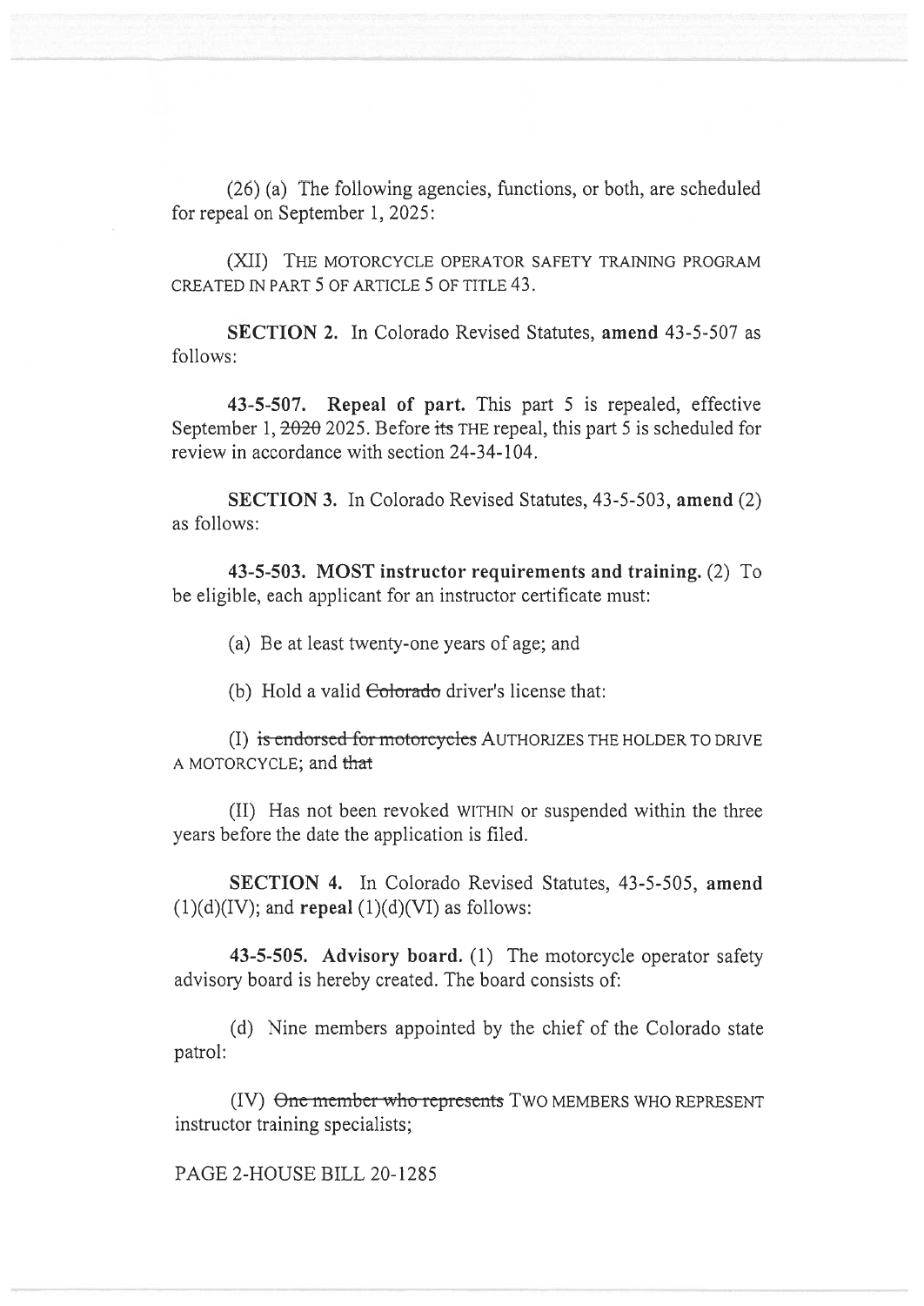(26) (a) The following agencies, functions, or both, are scheduled for repeal on September 1, 2025:

(XII) THE MOTORCYCLE OPERATOR SAFETY TRAINING PROGRAM CREATED IN PART 5 OF ARTICLE 5 OF TITLE 43.

**SECTION 2.** In Colorado Revised Statutes, **amend** 43-5-507 as follows:

**43-5-507. Repeal of part.** This part 5 is repealed, effective September 1, ~~2020~~ 2025. Before ~~its~~ THE repeal, this part 5 is scheduled for review in accordance with section 24-34-104.

**SECTION 3.** In Colorado Revised Statutes, 43-5-503, **amend** (2) as follows:

**43-5-503. MOST instructor requirements and training.** (2) To be eligible, each applicant for an instructor certificate must:

(a) Be at least twenty-one years of age; and

(b) Hold a valid ~~Colorado~~ driver's license that:

(I) ~~is endorsed for motorcycles~~ AUTHORIZES THE HOLDER TO DRIVE A MOTORCYCLE; and ~~that~~

(II) Has not been revoked WITHIN or suspended within the three years before the date the application is filed.

**SECTION 4.** In Colorado Revised Statutes, 43-5-505, **amend** (1)(d)(IV); and **repeal** (1)(d)(VI) as follows:

**43-5-505. Advisory board.** (1) The motorcycle operator safety advisory board is hereby created. The board consists of:

(d) Nine members appointed by the chief of the Colorado state patrol:

(IV) ~~One member who represents~~ TWO MEMBERS WHO REPRESENT instructor training specialists;

PAGE 2-HOUSE BILL 20-1285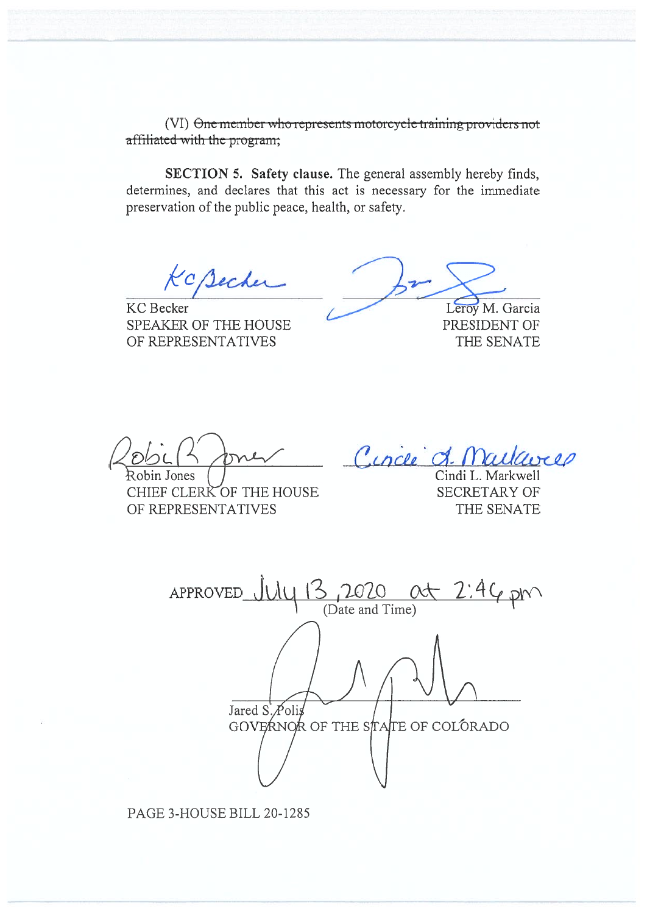(VI) ~~One member who represents motorcycle training providers not affiliated with the program;~~

**SECTION 5. Safety clause.** The general assembly hereby finds, determines, and declares that this act is necessary for the immediate preservation of the public peace, health, or safety.

KC Becker
SPEAKER OF THE HOUSE
OF REPRESENTATIVES

Leroy M. Garcia
PRESIDENT OF
THE SENATE

Robin Jones
CHIEF CLERK OF THE HOUSE
OF REPRESENTATIVES

Cindi L. Markwell
SECRETARY OF
THE SENATE

APPROVED July 13, 2020 at 2:46 pm
(Date and Time)

Jared S. Polis
GOVERNOR OF THE STATE OF COLORADO

PAGE 3-HOUSE BILL 20-1285